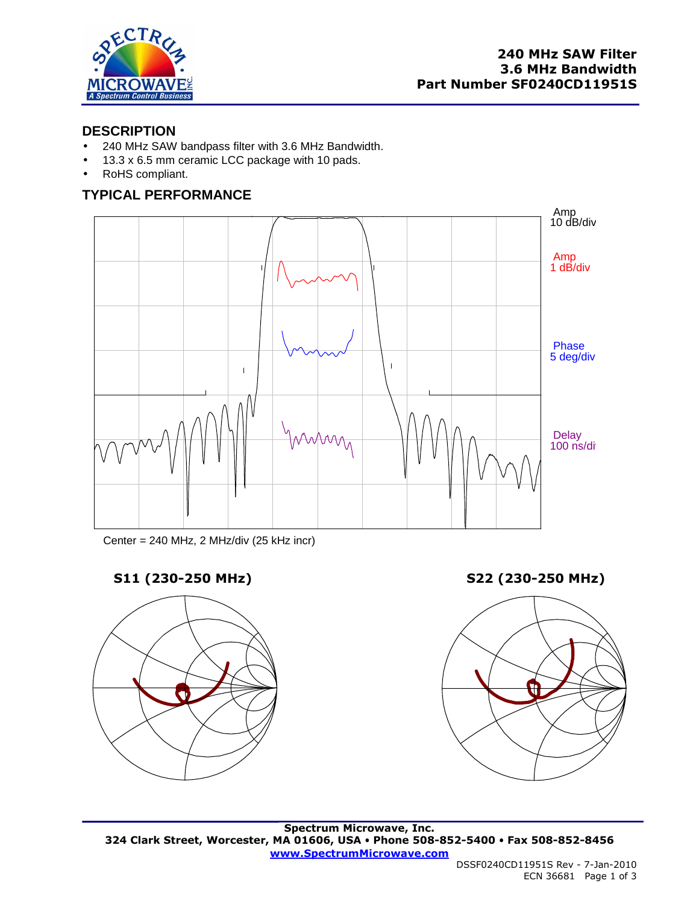**240 MHz SAW Filter**
**3.6 MHz Bandwidth**
**Part Number SF0240CD11951S**

## DESCRIPTION

- 240 MHz SAW bandpass filter with 3.6 MHz Bandwidth.
- 13.3 x 6.5 mm ceramic LCC package with 10 pads.
- RoHS compliant.

## TYPICAL PERFORMANCE

Amp 10 dB/div

Amp 1 dB/div

Phase 5 deg/div

Delay 100 ns/div

Center = 240 MHz, 2 MHz/div (25 kHz incr)

**S11 (230-250 MHz)**

**S22 (230-250 MHz)**

**Spectrum Microwave, Inc.**
**324 Clark Street, Worcester, MA 01606, USA • Phone 508-852-5400 • Fax 508-852-8456**
**www.SpectrumMicrowave.com**

DSSF0240CD11951S Rev - 7-Jan-2010
ECN 36681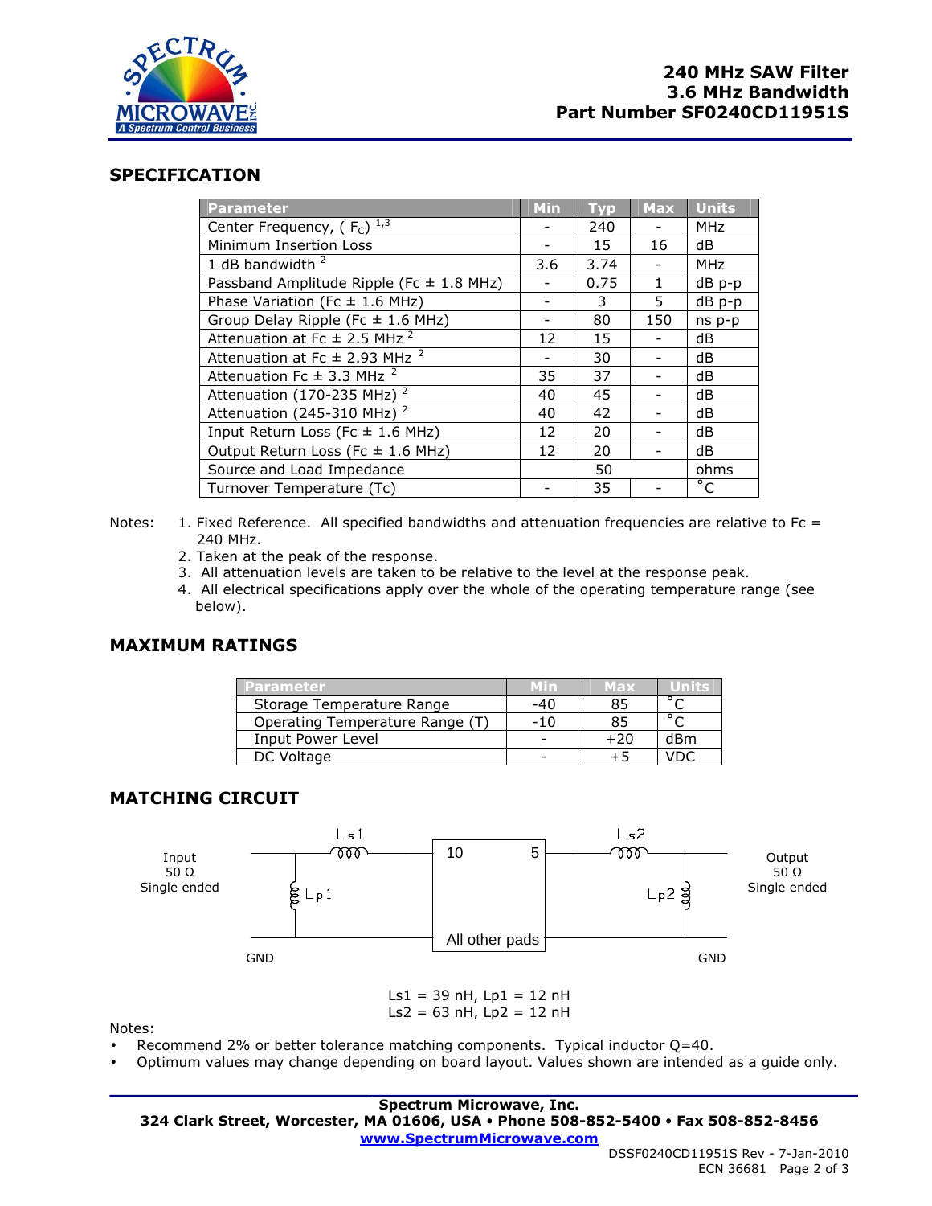**240 MHz SAW Filter**
**3.6 MHz Bandwidth**
**Part Number SF0240CD11951S**

## SPECIFICATION

| Parameter | Min | Typ | Max | Units |
|---|---|---|---|---|
| Center Frequency, ( $F_C$) [1,3] | - | 240 | - | MHz |
| Minimum Insertion Loss | - | 15 | 16 | dB |
| 1 dB bandwidth [2] | 3.6 | 3.74 | - | MHz |
| Passband Amplitude Ripple (Fc ± 1.8 MHz) | - | 0.75 | 1 | dB p-p |
| Phase Variation (Fc ± 1.6 MHz) | - | 3 | 5 | dB p-p |
| Group Delay Ripple (Fc ± 1.6 MHz) | - | 80 | 150 | ns p-p |
| Attenuation at Fc ± 2.5 MHz [2] | 12 | 15 | - | dB |
| Attenuation at Fc ± 2.93 MHz [2] | - | 30 | - | dB |
| Attenuation Fc ± 3.3 MHz [2] | 35 | 37 | - | dB |
| Attenuation (170-235 MHz) [2] | 40 | 45 | - | dB |
| Attenuation (245-310 MHz) [2] | 40 | 42 | - | dB |
| Input Return Loss (Fc ± 1.6 MHz) | 12 | 20 | - | dB |
| Output Return Loss (Fc ± 1.6 MHz) | 12 | 20 | - | dB |
| Source and Load Impedance | | 50 | | ohms |
| Turnover Temperature (Tc) | - | 35 | - | °C |

Notes:
1. Fixed Reference. All specified bandwidths and attenuation frequencies are relative to Fc = 240 MHz.
2. Taken at the peak of the response.
3. All attenuation levels are taken to be relative to the level at the response peak.
4. All electrical specifications apply over the whole of the operating temperature range (see below).

## MAXIMUM RATINGS

| Parameter | Min | Max | Units |
|---|---|---|---|
| Storage Temperature Range | -40 | 85 | °C |
| Operating Temperature Range (T) | -10 | 85 | °C |
| Input Power Level | - | +20 | dBm |
| DC Voltage | - | +5 | VDC |

## MATCHING CIRCUIT

Input 50 Ω Single ended — Ls1 — Lp1 — 10 — 5 — Ls2 — Lp2 — Output 50 Ω Single ended

All other pads — GND

Ls1 = 39 nH, Lp1 = 12 nH
Ls2 = 63 nH, Lp2 = 12 nH

Notes:
- Recommend 2% or better tolerance matching components. Typical inductor Q=40.
- Optimum values may change depending on board layout. Values shown are intended as a guide only.

**Spectrum Microwave, Inc.**
**324 Clark Street, Worcester, MA 01606, USA • Phone 508-852-5400 • Fax 508-852-8456**
**www.SpectrumMicrowave.com**

DSSF0240CD11951S Rev - 7-Jan-2010
ECN 36681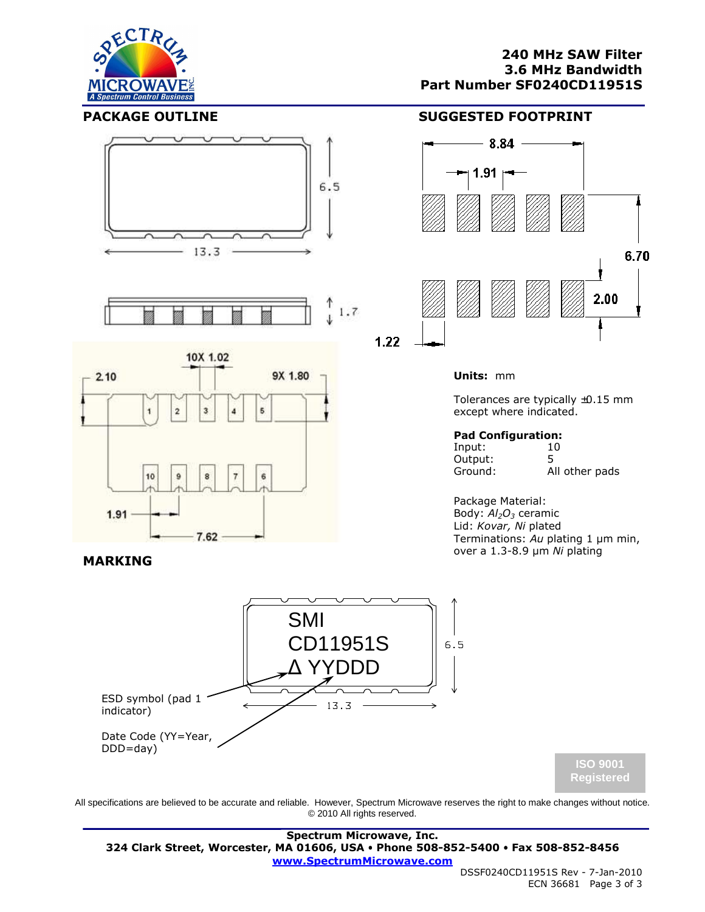240 MHz SAW Filter
3.6 MHz Bandwidth
Part Number SF0240CD11951S

## PACKAGE OUTLINE

13.3

6.5

1.7

10X 1.02

2.10

9X 1.80

1.91

7.62

## SUGGESTED FOOTPRINT

8.84

1.91

6.70

2.00

1.22

**Units:** mm

Tolerances are typically ±0.15 mm except where indicated.

**Pad Configuration:**

| | |
|---|---|
| Input: | 10 |
| Output: | 5 |
| Ground: | All other pads |

Package Material:
Body: *$Al_2O_3$* ceramic
Lid: *Kovar, Ni* plated
Terminations: *Au* plating 1 µm min, over a 1.3-8.9 µm *Ni* plating

## MARKING

SMI
CD11951S
Δ YYDDD

6.5

13.3

ESD symbol (pad 1 indicator)

Date Code (YY=Year, DDD=day)

ISO 9001 Registered

All specifications are believed to be accurate and reliable. However, Spectrum Microwave reserves the right to make changes without notice.
© 2010 All rights reserved.

**Spectrum Microwave, Inc.**
**324 Clark Street, Worcester, MA 01606, USA • Phone 508-852-5400 • Fax 508-852-8456**
**www.SpectrumMicrowave.com**

DSSF0240CD11951S Rev - 7-Jan-2010
ECN 36681